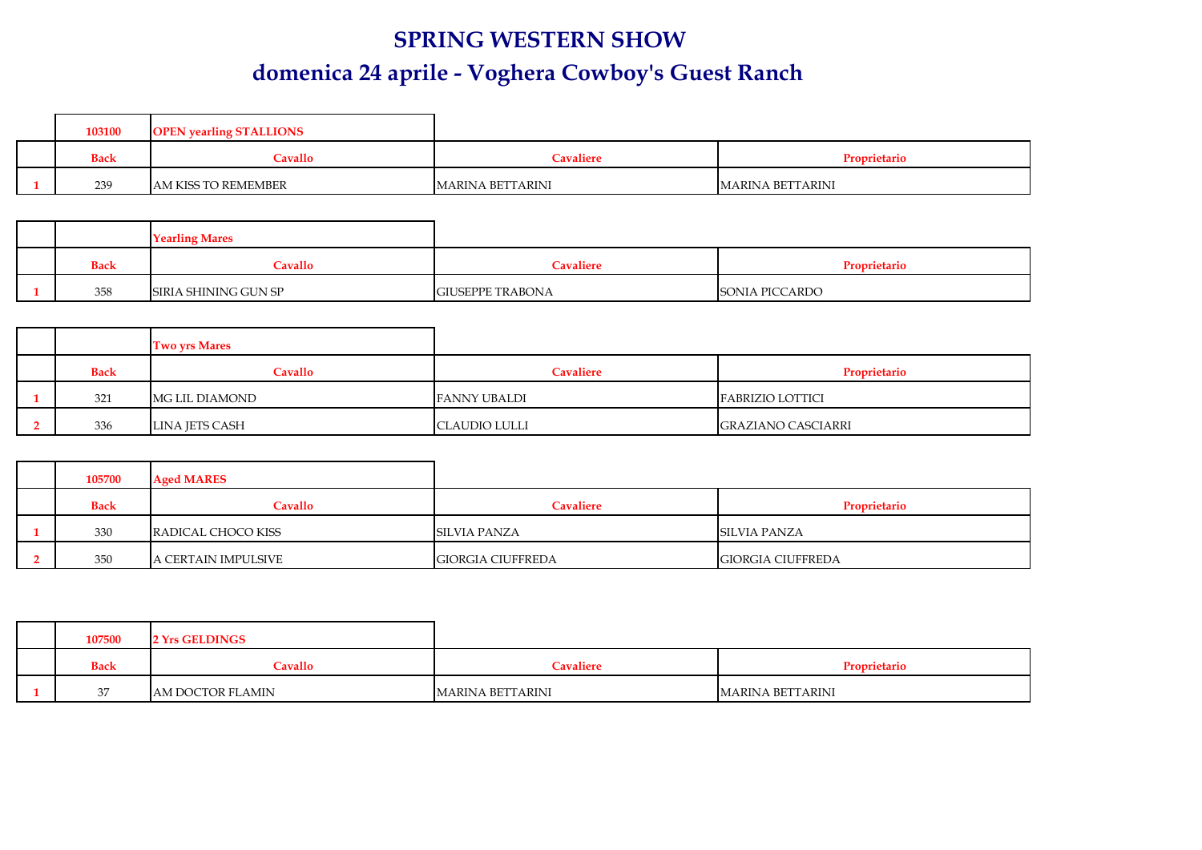# SPRING WESTERN SHOW

## domenica 24 aprile - Voghera Cowboy's Guest Ranch

| | 103100 | OPEN yearling STALLIONS | | |
|---|---|---|---|---|
| | Back | Cavallo | Cavaliere | Proprietario |
| 1 | 239 | AM KISS TO REMEMBER | MARINA BETTARINI | MARINA BETTARINI |

| | | Yearling Mares | | |
|---|---|---|---|---|
| | Back | Cavallo | Cavaliere | Proprietario |
| 1 | 358 | SIRIA SHINING GUN SP | GIUSEPPE TRABONA | SONIA PICCARDO |

| | | Two yrs Mares | | |
|---|---|---|---|---|
| | Back | Cavallo | Cavaliere | Proprietario |
| 1 | 321 | MG LIL DIAMOND | FANNY UBALDI | FABRIZIO LOTTICI |
| 2 | 336 | LINA JETS CASH | CLAUDIO LULLI | GRAZIANO CASCIARRI |

| | 105700 | Aged MARES | | |
|---|---|---|---|---|
| | Back | Cavallo | Cavaliere | Proprietario |
| 1 | 330 | RADICAL CHOCO KISS | SILVIA PANZA | SILVIA PANZA |
| 2 | 350 | A CERTAIN IMPULSIVE | GIORGIA CIUFFREDA | GIORGIA CIUFFREDA |

| | 107500 | 2 Yrs GELDINGS | | |
|---|---|---|---|---|
| | Back | Cavallo | Cavaliere | Proprietario |
| 1 | 37 | AM DOCTOR FLAMIN | MARINA BETTARINI | MARINA BETTARINI |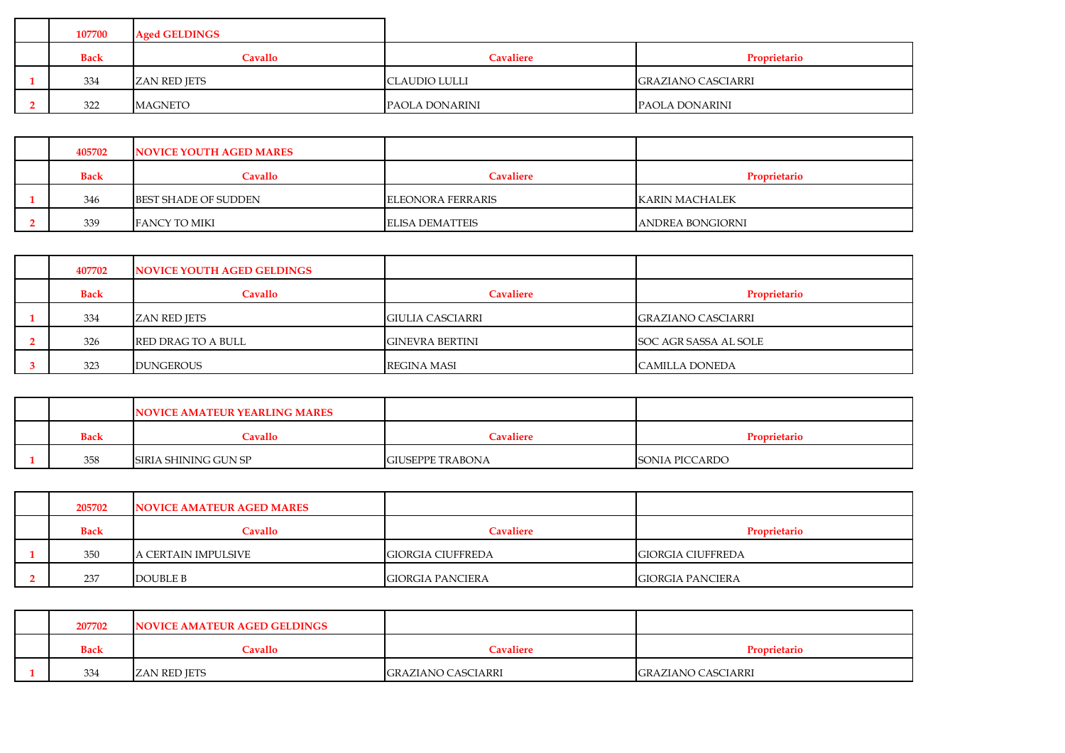| | 107700 | Aged GELDINGS | | |
|---|---|---|---|---|
| | Back | Cavallo | Cavaliere | Proprietario |
| 1 | 334 | ZAN RED JETS | CLAUDIO LULLI | GRAZIANO CASCIARRI |
| 2 | 322 | MAGNETO | PAOLA DONARINI | PAOLA DONARINI |

| | 405702 | NOVICE YOUTH AGED MARES | | |
|---|---|---|---|---|
| | Back | Cavallo | Cavaliere | Proprietario |
| 1 | 346 | BEST SHADE OF SUDDEN | ELEONORA FERRARIS | KARIN MACHALEK |
| 2 | 339 | FANCY TO MIKI | ELISA DEMATTEIS | ANDREA BONGIORNI |

| | 407702 | NOVICE YOUTH AGED GELDINGS | | |
|---|---|---|---|---|
| | Back | Cavallo | Cavaliere | Proprietario |
| 1 | 334 | ZAN RED JETS | GIULIA CASCIARRI | GRAZIANO CASCIARRI |
| 2 | 326 | RED DRAG TO A BULL | GINEVRA BERTINI | SOC AGR SASSA AL SOLE |
| 3 | 323 | DUNGEROUS | REGINA MASI | CAMILLA DONEDA |

| | | NOVICE AMATEUR YEARLING MARES | | |
|---|---|---|---|---|
| | Back | Cavallo | Cavaliere | Proprietario |
| 1 | 358 | SIRIA SHINING GUN SP | GIUSEPPE TRABONA | SONIA PICCARDO |

| | 205702 | NOVICE AMATEUR AGED MARES | | |
|---|---|---|---|---|
| | Back | Cavallo | Cavaliere | Proprietario |
| 1 | 350 | A CERTAIN IMPULSIVE | GIORGIA CIUFFREDA | GIORGIA CIUFFREDA |
| 2 | 237 | DOUBLE B | GIORGIA PANCIERA | GIORGIA PANCIERA |

| | 207702 | NOVICE AMATEUR AGED GELDINGS | | |
|---|---|---|---|---|
| | Back | Cavallo | Cavaliere | Proprietario |
| 1 | 334 | ZAN RED JETS | GRAZIANO CASCIARRI | GRAZIANO CASCIARRI |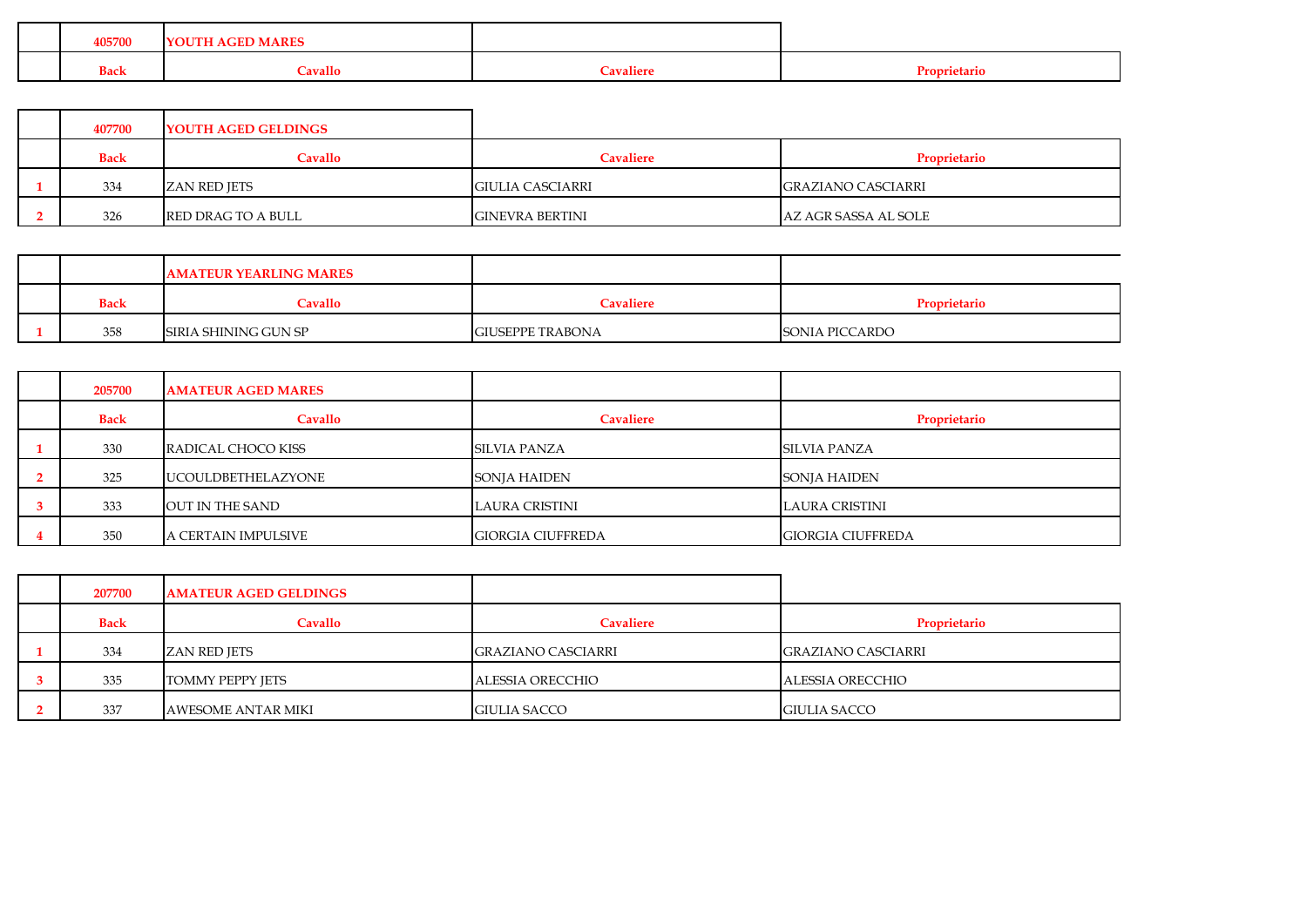| | 405700 | YOUTH AGED MARES | | |
|---|---|---|---|---|
| | Back | Cavallo | Cavaliere | Proprietario |

| | 407700 | YOUTH AGED GELDINGS | | |
|---|---|---|---|---|
| | Back | Cavallo | Cavaliere | Proprietario |
| 1 | 334 | ZAN RED JETS | GIULIA CASCIARRI | GRAZIANO CASCIARRI |
| 2 | 326 | RED DRAG TO A BULL | GINEVRA BERTINI | AZ AGR SASSA AL SOLE |

| | | AMATEUR YEARLING MARES | | |
|---|---|---|---|---|
| | Back | Cavallo | Cavaliere | Proprietario |
| 1 | 358 | SIRIA SHINING GUN SP | GIUSEPPE TRABONA | SONIA PICCARDO |

| | 205700 | AMATEUR AGED MARES | | |
|---|---|---|---|---|
| | Back | Cavallo | Cavaliere | Proprietario |
| 1 | 330 | RADICAL CHOCO KISS | SILVIA PANZA | SILVIA PANZA |
| 2 | 325 | UCOULDBETHELAZYONE | SONJA HAIDEN | SONJA HAIDEN |
| 3 | 333 | OUT IN THE SAND | LAURA CRISTINI | LAURA CRISTINI |
| 4 | 350 | A CERTAIN IMPULSIVE | GIORGIA CIUFFREDA | GIORGIA CIUFFREDA |

| | 207700 | AMATEUR AGED GELDINGS | | |
|---|---|---|---|---|
| | Back | Cavallo | Cavaliere | Proprietario |
| 1 | 334 | ZAN RED JETS | GRAZIANO CASCIARRI | GRAZIANO CASCIARRI |
| 3 | 335 | TOMMY PEPPY JETS | ALESSIA ORECCHIO | ALESSIA ORECCHIO |
| 2 | 337 | AWESOME ANTAR MIKI | GIULIA SACCO | GIULIA SACCO |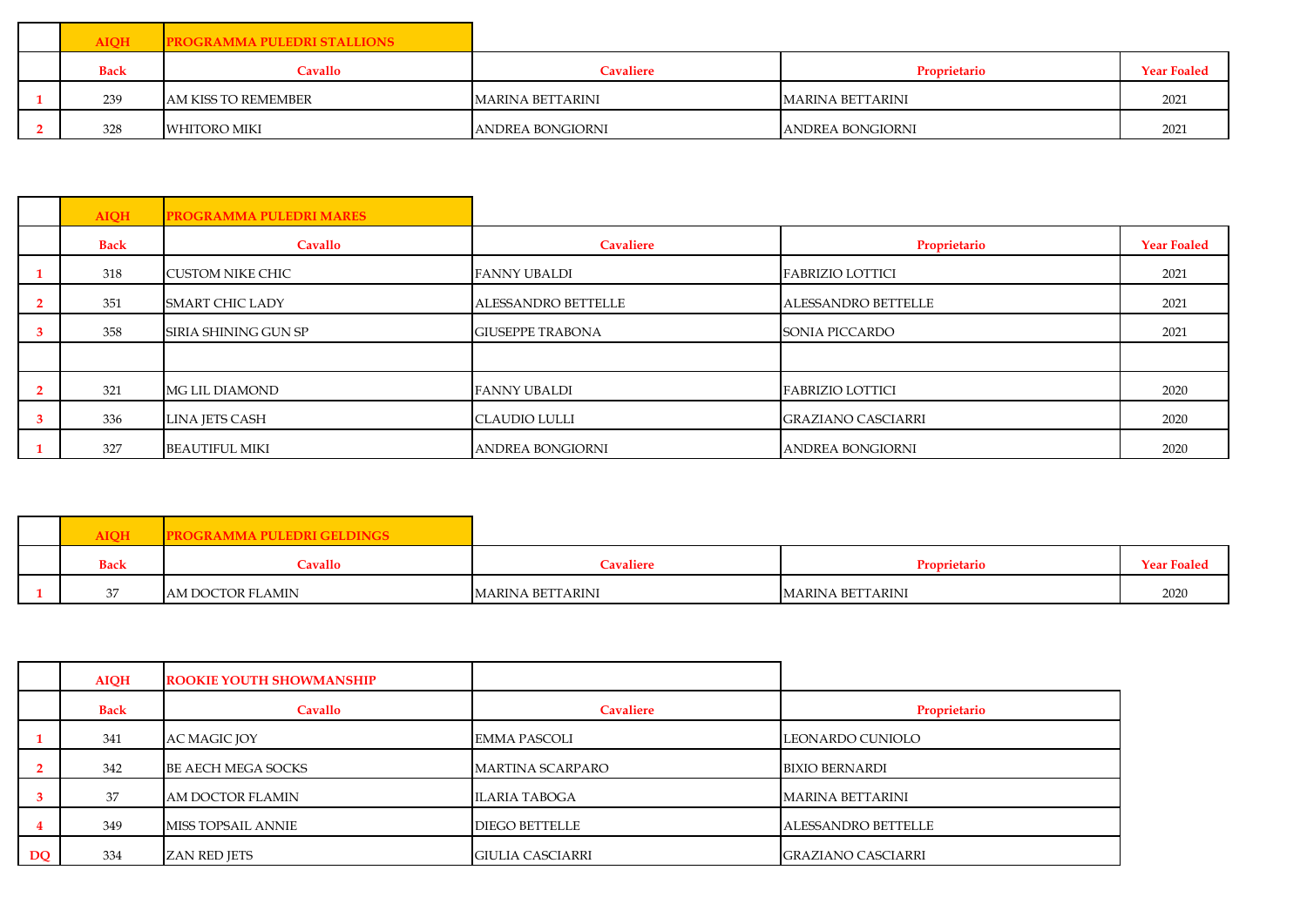| | AIQH | PROGRAMMA PULEDRI STALLIONS | | | |
|---|---|---|---|---|---|
| | Back | Cavallo | Cavaliere | Proprietario | Year Foaled |
| 1 | 239 | AM KISS TO REMEMBER | MARINA BETTARINI | MARINA BETTARINI | 2021 |
| 2 | 328 | WHITORO MIKI | ANDREA BONGIORNI | ANDREA BONGIORNI | 2021 |

| | AIQH | PROGRAMMA PULEDRI MARES | | | |
|---|---|---|---|---|---|
| | Back | Cavallo | Cavaliere | Proprietario | Year Foaled |
| 1 | 318 | CUSTOM NIKE CHIC | FANNY UBALDI | FABRIZIO LOTTICI | 2021 |
| 2 | 351 | SMART CHIC LADY | ALESSANDRO BETTELLE | ALESSANDRO BETTELLE | 2021 |
| 3 | 358 | SIRIA SHINING GUN SP | GIUSEPPE TRABONA | SONIA PICCARDO | 2021 |
| | | | | | |
| 2 | 321 | MG LIL DIAMOND | FANNY UBALDI | FABRIZIO LOTTICI | 2020 |
| 3 | 336 | LINA JETS CASH | CLAUDIO LULLI | GRAZIANO CASCIARRI | 2020 |
| 1 | 327 | BEAUTIFUL MIKI | ANDREA BONGIORNI | ANDREA BONGIORNI | 2020 |

| | AIQH | PROGRAMMA PULEDRI GELDINGS | | | |
|---|---|---|---|---|---|
| | Back | Cavallo | Cavaliere | Proprietario | Year Foaled |
| 1 | 37 | AM DOCTOR FLAMIN | MARINA BETTARINI | MARINA BETTARINI | 2020 |

| | AIQH | ROOKIE YOUTH SHOWMANSHIP | | |
|---|---|---|---|---|
| | Back | Cavallo | Cavaliere | Proprietario |
| 1 | 341 | AC MAGIC JOY | EMMA PASCOLI | LEONARDO CUNIOLO |
| 2 | 342 | BE AECH MEGA SOCKS | MARTINA SCARPARO | BIXIO BERNARDI |
| 3 | 37 | AM DOCTOR FLAMIN | ILARIA TABOGA | MARINA BETTARINI |
| 4 | 349 | MISS TOPSAIL ANNIE | DIEGO BETTELLE | ALESSANDRO BETTELLE |
| DQ | 334 | ZAN RED JETS | GIULIA CASCIARRI | GRAZIANO CASCIARRI |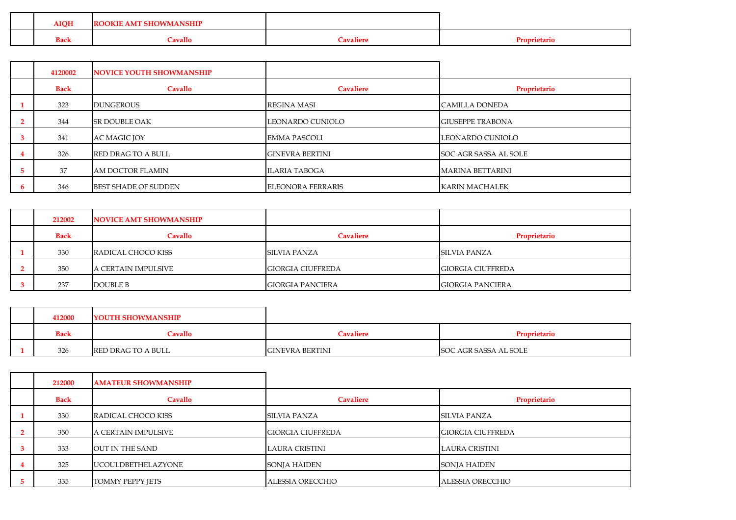| | AIQH | ROOKIE AMT SHOWMANSHIP | | |
|---|---|---|---|---|
| | Back | Cavallo | Cavaliere | Proprietario |

| | 4120002 | NOVICE YOUTH SHOWMANSHIP | | |
|---|---|---|---|---|
| | Back | Cavallo | Cavaliere | Proprietario |
| 1 | 323 | DUNGEROUS | REGINA MASI | CAMILLA DONEDA |
| 2 | 344 | SR DOUBLE OAK | LEONARDO CUNIOLO | GIUSEPPE TRABONA |
| 3 | 341 | AC MAGIC JOY | EMMA PASCOLI | LEONARDO CUNIOLO |
| 4 | 326 | RED DRAG TO A BULL | GINEVRA BERTINI | SOC AGR SASSA AL SOLE |
| 5 | 37 | AM DOCTOR FLAMIN | ILARIA TABOGA | MARINA BETTARINI |
| 6 | 346 | BEST SHADE OF SUDDEN | ELEONORA FERRARIS | KARIN MACHALEK |

| | 212002 | NOVICE AMT SHOWMANSHIP | | |
|---|---|---|---|---|
| | Back | Cavallo | Cavaliere | Proprietario |
| 1 | 330 | RADICAL CHOCO KISS | SILVIA PANZA | SILVIA PANZA |
| 2 | 350 | A CERTAIN IMPULSIVE | GIORGIA CIUFFREDA | GIORGIA CIUFFREDA |
| 3 | 237 | DOUBLE B | GIORGIA PANCIERA | GIORGIA PANCIERA |

| | 412000 | YOUTH SHOWMANSHIP | | |
|---|---|---|---|---|
| | Back | Cavallo | Cavaliere | Proprietario |
| 1 | 326 | RED DRAG TO A BULL | GINEVRA BERTINI | SOC AGR SASSA AL SOLE |

| | 212000 | AMATEUR SHOWMANSHIP | | |
|---|---|---|---|---|
| | Back | Cavallo | Cavaliere | Proprietario |
| 1 | 330 | RADICAL CHOCO KISS | SILVIA PANZA | SILVIA PANZA |
| 2 | 350 | A CERTAIN IMPULSIVE | GIORGIA CIUFFREDA | GIORGIA CIUFFREDA |
| 3 | 333 | OUT IN THE SAND | LAURA CRISTINI | LAURA CRISTINI |
| 4 | 325 | UCOULDBETHELAZYONE | SONJA HAIDEN | SONJA HAIDEN |
| 5 | 335 | TOMMY PEPPY JETS | ALESSIA ORECCHIO | ALESSIA ORECCHIO |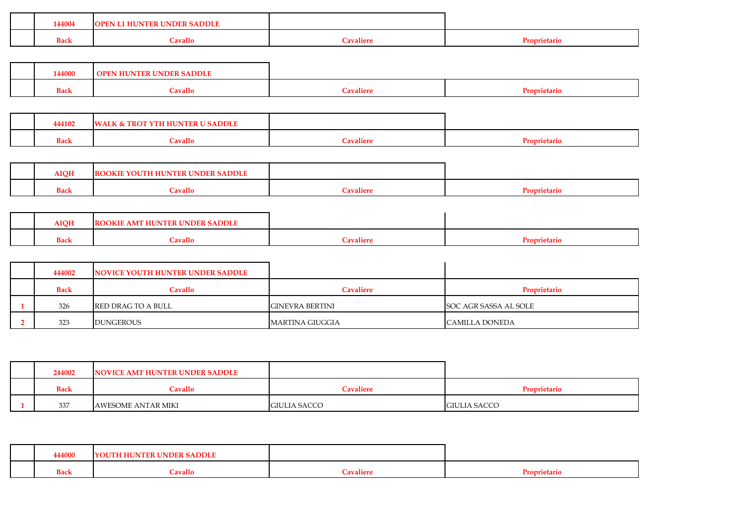| | 144004 | OPEN L1 HUNTER UNDER SADDLE | | |
|---|---|---|---|---|
| | Back | Cavallo | Cavaliere | Proprietario |

| | 144000 | OPEN HUNTER UNDER SADDLE | | |
|---|---|---|---|---|
| | Back | Cavallo | Cavaliere | Proprietario |

| | 444102 | WALK & TROT YTH HUNTER U SADDLE | | |
|---|---|---|---|---|
| | Back | Cavallo | Cavaliere | Proprietario |

| | AIQH | ROOKIE YOUTH HUNTER UNDER SADDLE | | |
|---|---|---|---|---|
| | Back | Cavallo | Cavaliere | Proprietario |

| | AIQH | ROOKIE AMT HUNTER UNDER SADDLE | | |
|---|---|---|---|---|
| | Back | Cavallo | Cavaliere | Proprietario |

| | 444002 | NOVICE YOUTH HUNTER UNDER SADDLE | | |
|---|---|---|---|---|
| | Back | Cavallo | Cavaliere | Proprietario |
| 1 | 326 | RED DRAG TO A BULL | GINEVRA BERTINI | SOC AGR SASSA AL SOLE |
| 2 | 323 | DUNGEROUS | MARTINA GIUGGIA | CAMILLA DONEDA |

| | 244002 | NOVICE AMT HUNTER UNDER SADDLE | | |
|---|---|---|---|---|
| | Back | Cavallo | Cavaliere | Proprietario |
| 1 | 337 | AWESOME ANTAR MIKI | GIULIA SACCO | GIULIA SACCO |

| | 444000 | YOUTH HUNTER UNDER SADDLE | | |
|---|---|---|---|---|
| | Back | Cavallo | Cavaliere | Proprietario |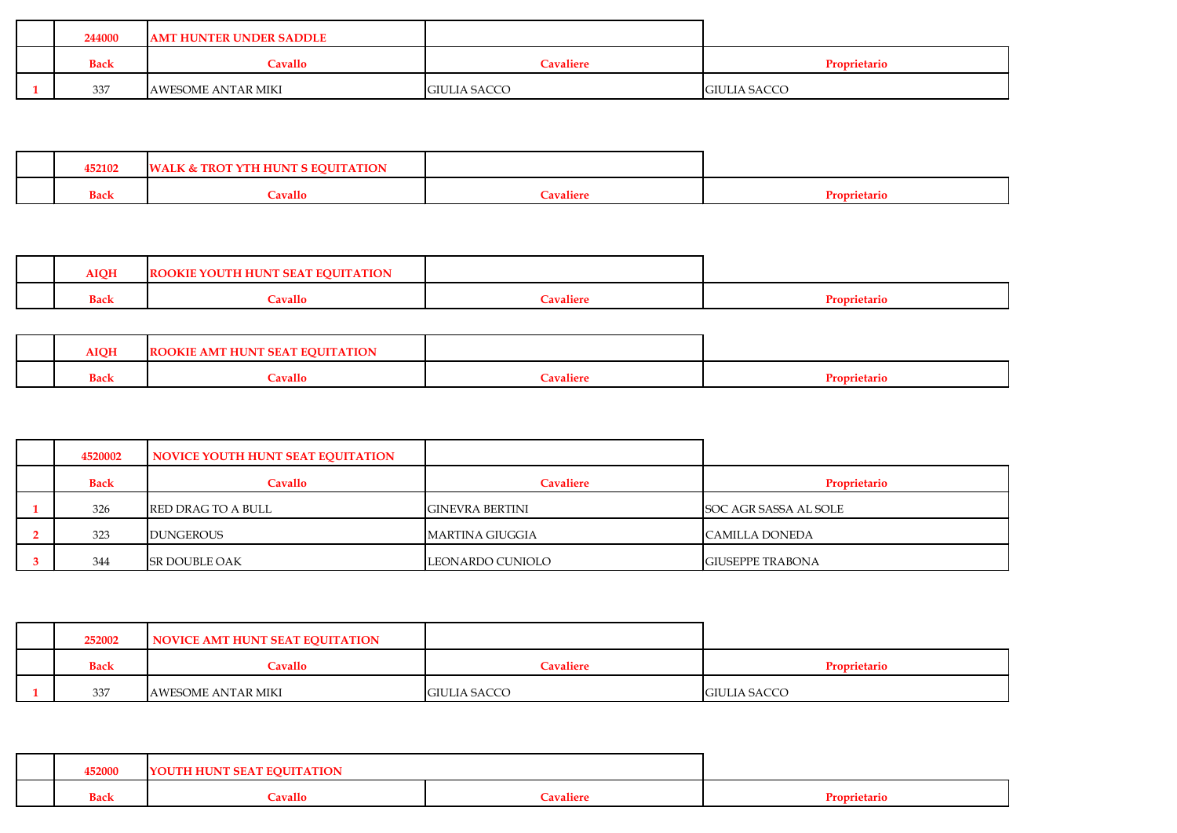| | 244000 | AMT HUNTER UNDER SADDLE | | |
|---|---|---|---|---|
| | Back | Cavallo | Cavaliere | Proprietario |
| 1 | 337 | AWESOME ANTAR MIKI | GIULIA SACCO | GIULIA SACCO |

| | 452102 | WALK & TROT YTH HUNT S EQUITATION | | |
|---|---|---|---|---|
| | Back | Cavallo | Cavaliere | Proprietario |

| | AIQH | ROOKIE YOUTH HUNT SEAT EQUITATION | | |
|---|---|---|---|---|
| | Back | Cavallo | Cavaliere | Proprietario |

| | AIQH | ROOKIE AMT HUNT SEAT EQUITATION | | |
|---|---|---|---|---|
| | Back | Cavallo | Cavaliere | Proprietario |

| | 4520002 | NOVICE YOUTH HUNT SEAT EQUITATION | | |
|---|---|---|---|---|
| | Back | Cavallo | Cavaliere | Proprietario |
| 1 | 326 | RED DRAG TO A BULL | GINEVRA BERTINI | SOC AGR SASSA AL SOLE |
| 2 | 323 | DUNGEROUS | MARTINA GIUGGIA | CAMILLA DONEDA |
| 3 | 344 | SR DOUBLE OAK | LEONARDO CUNIOLO | GIUSEPPE TRABONA |

| | 252002 | NOVICE AMT HUNT SEAT EQUITATION | | |
|---|---|---|---|---|
| | Back | Cavallo | Cavaliere | Proprietario |
| 1 | 337 | AWESOME ANTAR MIKI | GIULIA SACCO | GIULIA SACCO |

| | 452000 | YOUTH HUNT SEAT EQUITATION | | |
|---|---|---|---|---|
| | Back | Cavallo | Cavaliere | Proprietario |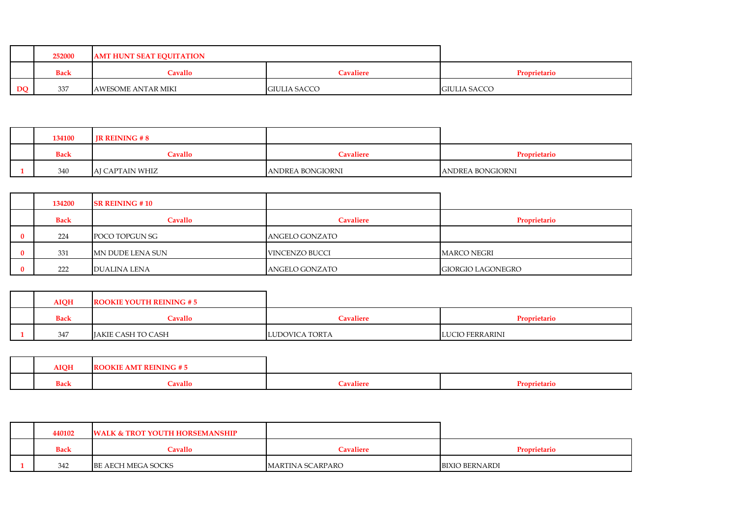| | 252000 | AMT HUNT SEAT EQUITATION | | |
|---|---|---|---|---|
| | Back | Cavallo | Cavaliere | Proprietario |
| DQ | 337 | AWESOME ANTAR MIKI | GIULIA SACCO | GIULIA SACCO |

| | 134100 | JR REINING # 8 | | |
|---|---|---|---|---|
| | Back | Cavallo | Cavaliere | Proprietario |
| 1 | 340 | AJ CAPTAIN WHIZ | ANDREA BONGIORNI | ANDREA BONGIORNI |

| | 134200 | SR REINING # 10 | | |
|---|---|---|---|---|
| | Back | Cavallo | Cavaliere | Proprietario |
| 0 | 224 | POCO TOPGUN SG | ANGELO GONZATO | |
| 0 | 331 | MN DUDE LENA SUN | VINCENZO BUCCI | MARCO NEGRI |
| 0 | 222 | DUALINA LENA | ANGELO GONZATO | GIORGIO LAGONEGRO |

| | AIQH | ROOKIE YOUTH REINING # 5 | | |
|---|---|---|---|---|
| | Back | Cavallo | Cavaliere | Proprietario |
| 1 | 347 | JAKIE CASH TO CASH | LUDOVICA TORTA | LUCIO FERRARINI |

| | AIQH | ROOKIE AMT REINING # 5 | | |
|---|---|---|---|---|
| | Back | Cavallo | Cavaliere | Proprietario |

| | 440102 | WALK & TROT YOUTH HORSEMANSHIP | | |
|---|---|---|---|---|
| | Back | Cavallo | Cavaliere | Proprietario |
| 1 | 342 | BE AECH MEGA SOCKS | MARTINA SCARPARO | BIXIO BERNARDI |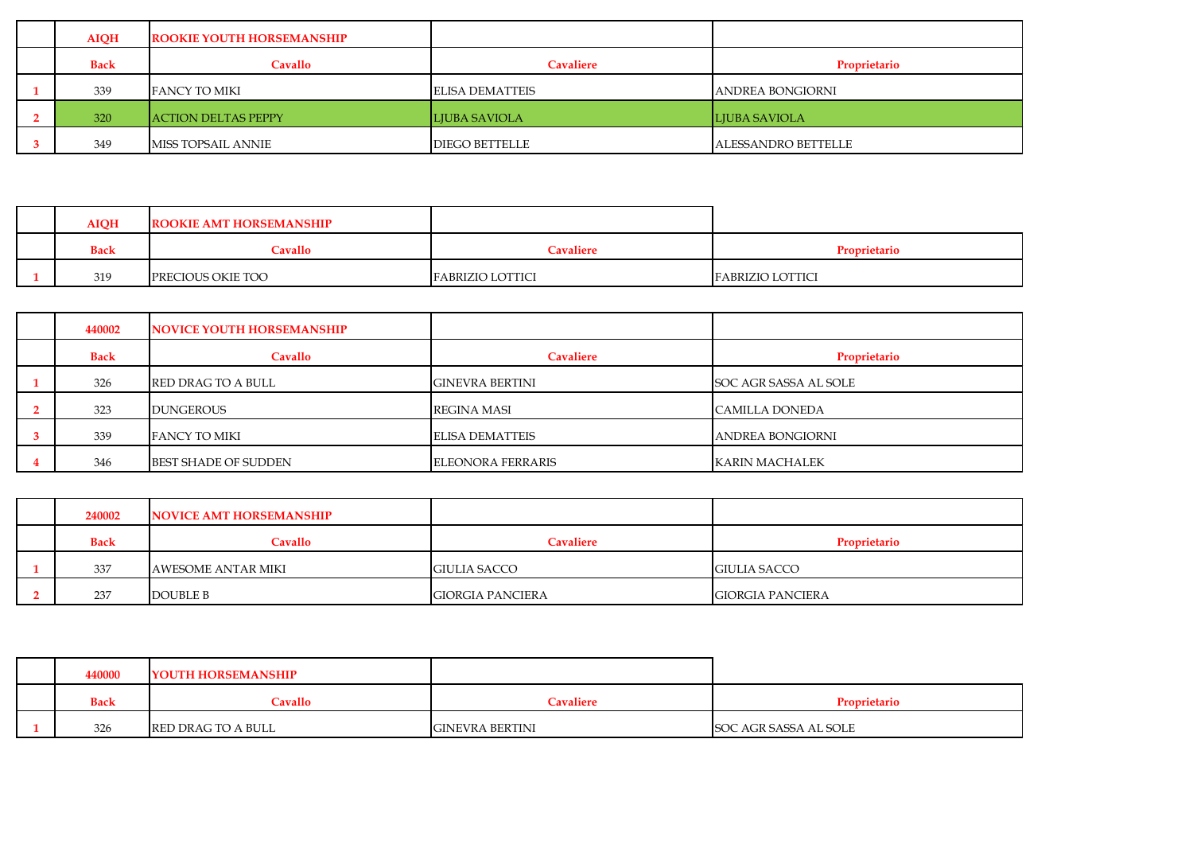| | AIQH | ROOKIE YOUTH HORSEMANSHIP | | |
|---|---|---|---|---|
| | Back | Cavallo | Cavaliere | Proprietario |
| 1 | 339 | FANCY TO MIKI | ELISA DEMATTEIS | ANDREA BONGIORNI |
| 2 | 320 | ACTION DELTAS PEPPY | LJUBA SAVIOLA | LJUBA SAVIOLA |
| 3 | 349 | MISS TOPSAIL ANNIE | DIEGO BETTELLE | ALESSANDRO BETTELLE |

| | AIQH | ROOKIE AMT HORSEMANSHIP | | |
|---|---|---|---|---|
| | Back | Cavallo | Cavaliere | Proprietario |
| 1 | 319 | PRECIOUS OKIE TOO | FABRIZIO LOTTICI | FABRIZIO LOTTICI |

| | 440002 | NOVICE YOUTH HORSEMANSHIP | | |
|---|---|---|---|---|
| | Back | Cavallo | Cavaliere | Proprietario |
| 1 | 326 | RED DRAG TO A BULL | GINEVRA BERTINI | SOC AGR SASSA AL SOLE |
| 2 | 323 | DUNGEROUS | REGINA MASI | CAMILLA DONEDA |
| 3 | 339 | FANCY TO MIKI | ELISA DEMATTEIS | ANDREA BONGIORNI |
| 4 | 346 | BEST SHADE OF SUDDEN | ELEONORA FERRARIS | KARIN MACHALEK |

| | 240002 | NOVICE AMT HORSEMANSHIP | | |
|---|---|---|---|---|
| | Back | Cavallo | Cavaliere | Proprietario |
| 1 | 337 | AWESOME ANTAR MIKI | GIULIA SACCO | GIULIA SACCO |
| 2 | 237 | DOUBLE B | GIORGIA PANCIERA | GIORGIA PANCIERA |

| | 440000 | YOUTH HORSEMANSHIP | | |
|---|---|---|---|---|
| | Back | Cavallo | Cavaliere | Proprietario |
| 1 | 326 | RED DRAG TO A BULL | GINEVRA BERTINI | SOC AGR SASSA AL SOLE |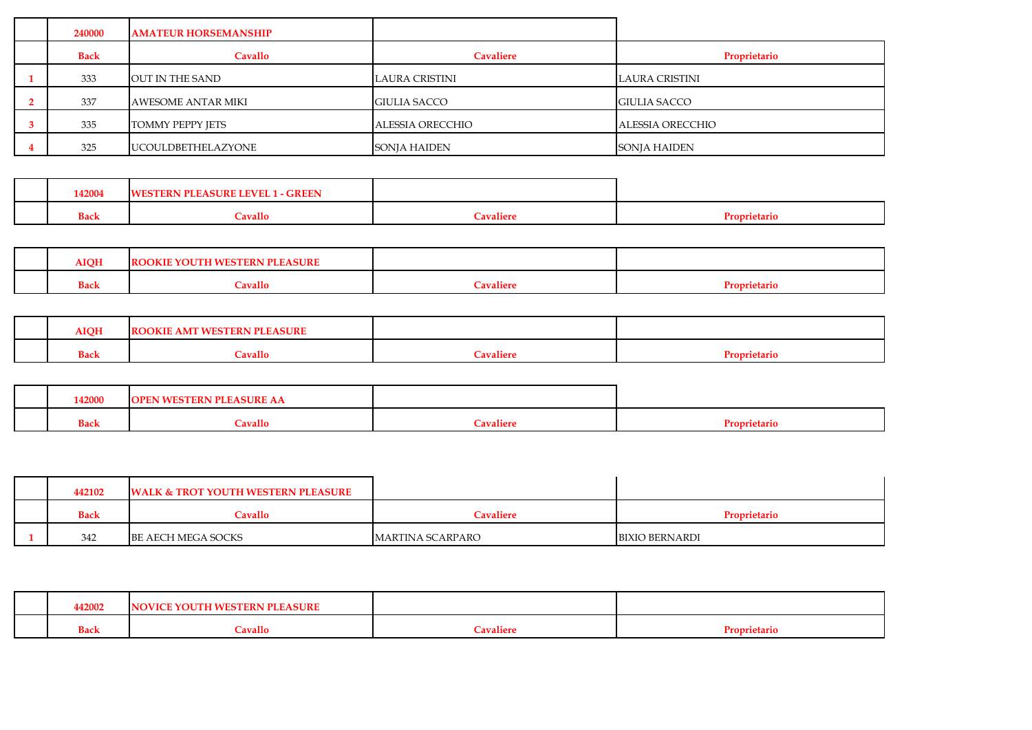| | 240000 | AMATEUR HORSEMANSHIP | | |
|---|---|---|---|---|
| | Back | Cavallo | Cavaliere | Proprietario |
| 1 | 333 | OUT IN THE SAND | LAURA CRISTINI | LAURA CRISTINI |
| 2 | 337 | AWESOME ANTAR MIKI | GIULIA SACCO | GIULIA SACCO |
| 3 | 335 | TOMMY PEPPY JETS | ALESSIA ORECCHIO | ALESSIA ORECCHIO |
| 4 | 325 | UCOULDBETHELAZYONE | SONJA HAIDEN | SONJA HAIDEN |

| | 142004 | WESTERN PLEASURE LEVEL 1 - GREEN | | |
|---|---|---|---|---|
| | Back | Cavallo | Cavaliere | Proprietario |

| | AIQH | ROOKIE YOUTH WESTERN PLEASURE | | |
|---|---|---|---|---|
| | Back | Cavallo | Cavaliere | Proprietario |

| | AIQH | ROOKIE AMT WESTERN PLEASURE | | |
|---|---|---|---|---|
| | Back | Cavallo | Cavaliere | Proprietario |

| | 142000 | OPEN WESTERN PLEASURE AA | | |
|---|---|---|---|---|
| | Back | Cavallo | Cavaliere | Proprietario |

| | 442102 | WALK & TROT YOUTH WESTERN PLEASURE | | |
|---|---|---|---|---|
| | Back | Cavallo | Cavaliere | Proprietario |
| 1 | 342 | BE AECH MEGA SOCKS | MARTINA SCARPARO | BIXIO BERNARDI |

| | 442002 | NOVICE YOUTH WESTERN PLEASURE | | |
|---|---|---|---|---|
| | Back | Cavallo | Cavaliere | Proprietario |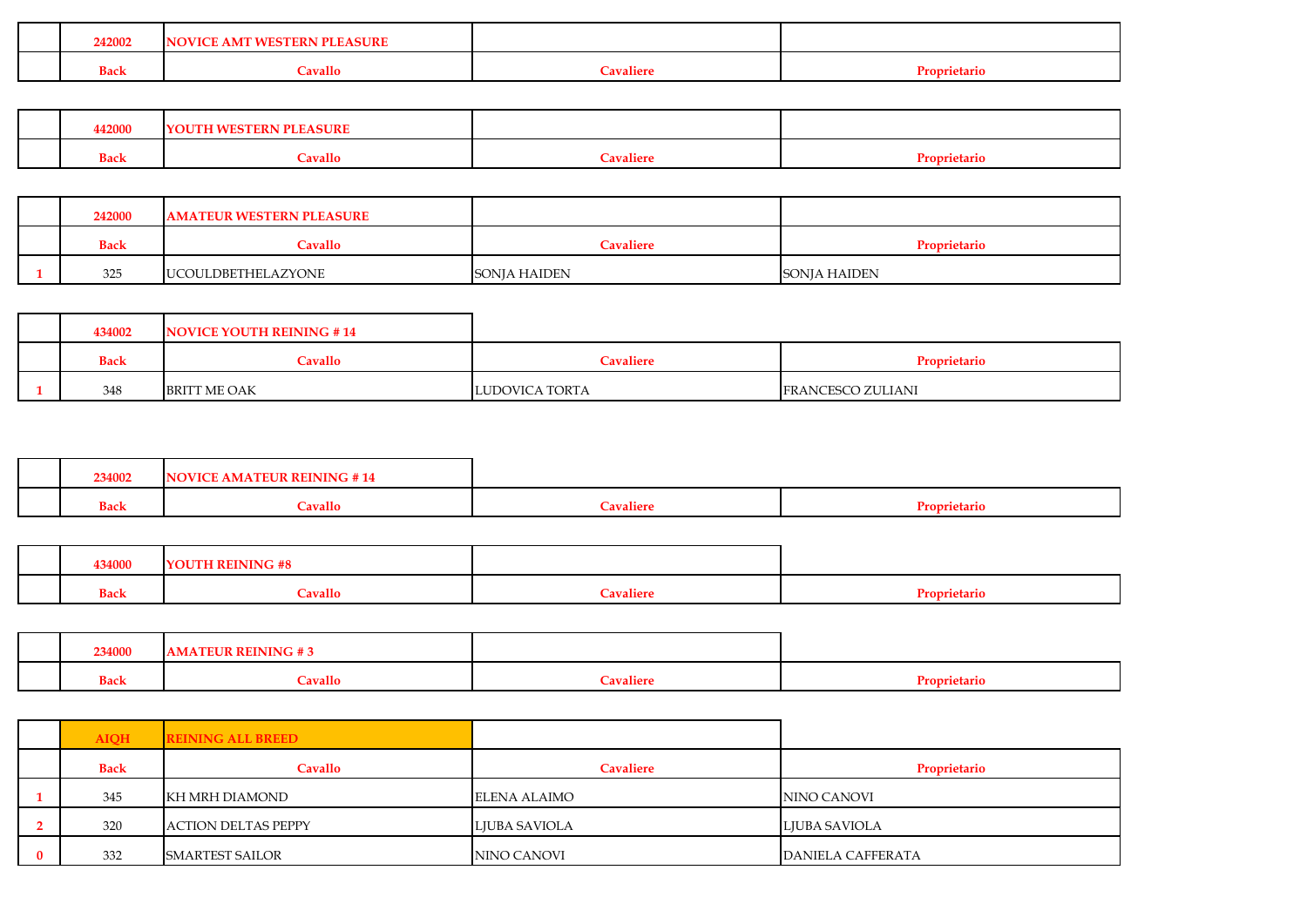| | 242002 | NOVICE AMT WESTERN PLEASURE | | |
|---|---|---|---|---|
| | Back | Cavallo | Cavaliere | Proprietario |

| | 442000 | YOUTH WESTERN PLEASURE | | |
|---|---|---|---|---|
| | Back | Cavallo | Cavaliere | Proprietario |

| | 242000 | AMATEUR WESTERN PLEASURE | | |
|---|---|---|---|---|
| | Back | Cavallo | Cavaliere | Proprietario |
| 1 | 325 | UCOULDBETHELAZYONE | SONJA HAIDEN | SONJA HAIDEN |

| | 434002 | NOVICE YOUTH REINING # 14 | | |
|---|---|---|---|---|
| | Back | Cavallo | Cavaliere | Proprietario |
| 1 | 348 | BRITT ME OAK | LUDOVICA TORTA | FRANCESCO ZULIANI |

| | 234002 | NOVICE AMATEUR REINING # 14 | | |
|---|---|---|---|---|
| | Back | Cavallo | Cavaliere | Proprietario |

| | 434000 | YOUTH REINING #8 | | |
|---|---|---|---|---|
| | Back | Cavallo | Cavaliere | Proprietario |

| | 234000 | AMATEUR REINING # 3 | | |
|---|---|---|---|---|
| | Back | Cavallo | Cavaliere | Proprietario |

| | AIQH | REINING ALL BREED | | |
|---|---|---|---|---|
| | Back | Cavallo | Cavaliere | Proprietario |
| 1 | 345 | KH MRH DIAMOND | ELENA ALAIMO | NINO CANOVI |
| 2 | 320 | ACTION DELTAS PEPPY | LJUBA SAVIOLA | LJUBA SAVIOLA |
| 0 | 332 | SMARTEST SAILOR | NINO CANOVI | DANIELA CAFFERATA |